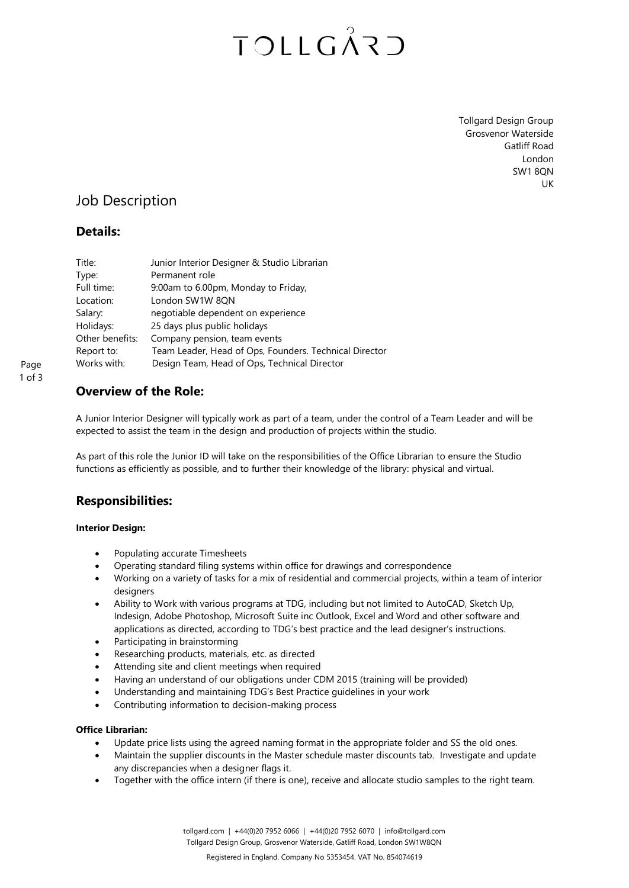# TOLLGÅRD

Tollgard Design Group
Grosvenor Waterside
Gatliff Road
London
SW1 8QN
UK

# Job Description

## Details:

| | |
|---|---|
| Title: | Junior Interior Designer & Studio Librarian |
| Type: | Permanent role |
| Full time: | 9:00am to 6.00pm, Monday to Friday, |
| Location: | London SW1W 8QN |
| Salary: | negotiable dependent on experience |
| Holidays: | 25 days plus public holidays |
| Other benefits: | Company pension, team events |
| Report to: | Team Leader, Head of Ops, Founders. Technical Director |
| Works with: | Design Team, Head of Ops, Technical Director |

## Overview of the Role:

A Junior Interior Designer will typically work as part of a team, under the control of a Team Leader and will be expected to assist the team in the design and production of projects within the studio.

As part of this role the Junior ID will take on the responsibilities of the Office Librarian to ensure the Studio functions as efficiently as possible, and to further their knowledge of the library: physical and virtual.

## Responsibilities:

### Interior Design:

- Populating accurate Timesheets
- Operating standard filing systems within office for drawings and correspondence
- Working on a variety of tasks for a mix of residential and commercial projects, within a team of interior designers
- Ability to Work with various programs at TDG, including but not limited to AutoCAD, Sketch Up, Indesign, Adobe Photoshop, Microsoft Suite inc Outlook, Excel and Word and other software and applications as directed, according to TDG's best practice and the lead designer's instructions.
- Participating in brainstorming
- Researching products, materials, etc. as directed
- Attending site and client meetings when required
- Having an understand of our obligations under CDM 2015 (training will be provided)
- Understanding and maintaining TDG's Best Practice guidelines in your work
- Contributing information to decision-making process

### Office Librarian:

- Update price lists using the agreed naming format in the appropriate folder and SS the old ones.
- Maintain the supplier discounts in the Master schedule master discounts tab. Investigate and update any discrepancies when a designer flags it.
- Together with the office intern (if there is one), receive and allocate studio samples to the right team.

tollgard.com | +44(0)20 7952 6066 | +44(0)20 7952 6070 | info@tollgard.com
Tollgard Design Group, Grosvenor Waterside, Gatliff Road, London SW1W8QN

Registered in England. Company No 5353454. VAT No. 854074619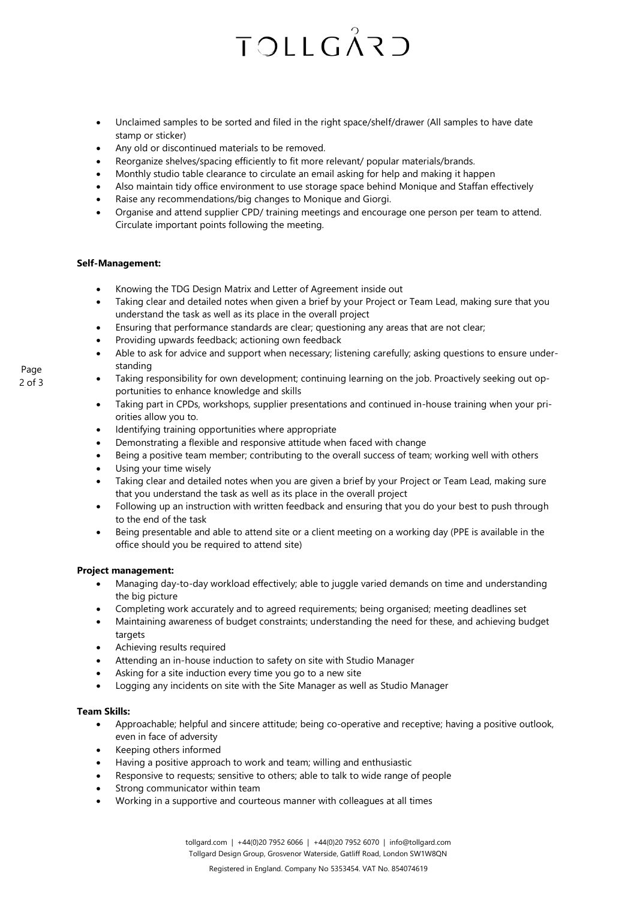- Unclaimed samples to be sorted and filed in the right space/shelf/drawer (All samples to have date stamp or sticker)
- Any old or discontinued materials to be removed.
- Reorganize shelves/spacing efficiently to fit more relevant/ popular materials/brands.
- Monthly studio table clearance to circulate an email asking for help and making it happen
- Also maintain tidy office environment to use storage space behind Monique and Staffan effectively
- Raise any recommendations/big changes to Monique and Giorgi.
- Organise and attend supplier CPD/ training meetings and encourage one person per team to attend. Circulate important points following the meeting.

**Self-Management:**

- Knowing the TDG Design Matrix and Letter of Agreement inside out
- Taking clear and detailed notes when given a brief by your Project or Team Lead, making sure that you understand the task as well as its place in the overall project
- Ensuring that performance standards are clear; questioning any areas that are not clear;
- Providing upwards feedback; actioning own feedback
- Able to ask for advice and support when necessary; listening carefully; asking questions to ensure understanding
- Taking responsibility for own development; continuing learning on the job. Proactively seeking out opportunities to enhance knowledge and skills
- Taking part in CPDs, workshops, supplier presentations and continued in-house training when your priorities allow you to.
- Identifying training opportunities where appropriate
- Demonstrating a flexible and responsive attitude when faced with change
- Being a positive team member; contributing to the overall success of team; working well with others
- Using your time wisely
- Taking clear and detailed notes when you are given a brief by your Project or Team Lead, making sure that you understand the task as well as its place in the overall project
- Following up an instruction with written feedback and ensuring that you do your best to push through to the end of the task
- Being presentable and able to attend site or a client meeting on a working day (PPE is available in the office should you be required to attend site)

**Project management:**

- Managing day-to-day workload effectively; able to juggle varied demands on time and understanding the big picture
- Completing work accurately and to agreed requirements; being organised; meeting deadlines set
- Maintaining awareness of budget constraints; understanding the need for these, and achieving budget targets
- Achieving results required
- Attending an in-house induction to safety on site with Studio Manager
- Asking for a site induction every time you go to a new site
- Logging any incidents on site with the Site Manager as well as Studio Manager

**Team Skills:**

- Approachable; helpful and sincere attitude; being co-operative and receptive; having a positive outlook, even in face of adversity
- Keeping others informed
- Having a positive approach to work and team; willing and enthusiastic
- Responsive to requests; sensitive to others; able to talk to wide range of people
- Strong communicator within team
- Working in a supportive and courteous manner with colleagues at all times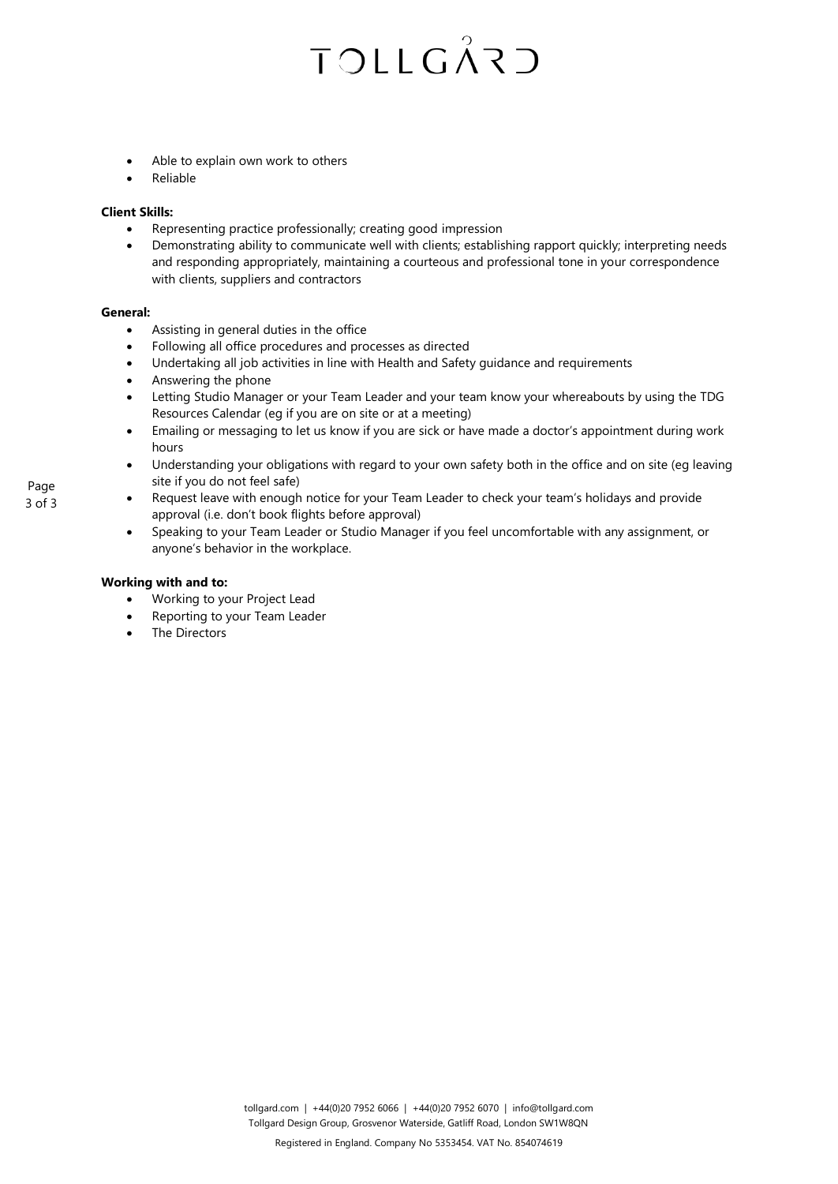- Able to explain own work to others
- Reliable

**Client Skills:**

- Representing practice professionally; creating good impression
- Demonstrating ability to communicate well with clients; establishing rapport quickly; interpreting needs and responding appropriately, maintaining a courteous and professional tone in your correspondence with clients, suppliers and contractors

**General:**

- Assisting in general duties in the office
- Following all office procedures and processes as directed
- Undertaking all job activities in line with Health and Safety guidance and requirements
- Answering the phone
- Letting Studio Manager or your Team Leader and your team know your whereabouts by using the TDG Resources Calendar (eg if you are on site or at a meeting)
- Emailing or messaging to let us know if you are sick or have made a doctor's appointment during work hours
- Understanding your obligations with regard to your own safety both in the office and on site (eg leaving site if you do not feel safe)
- Request leave with enough notice for your Team Leader to check your team's holidays and provide approval (i.e. don't book flights before approval)
- Speaking to your Team Leader or Studio Manager if you feel uncomfortable with any assignment, or anyone's behavior in the workplace.

**Working with and to:**

- Working to your Project Lead
- Reporting to your Team Leader
- The Directors